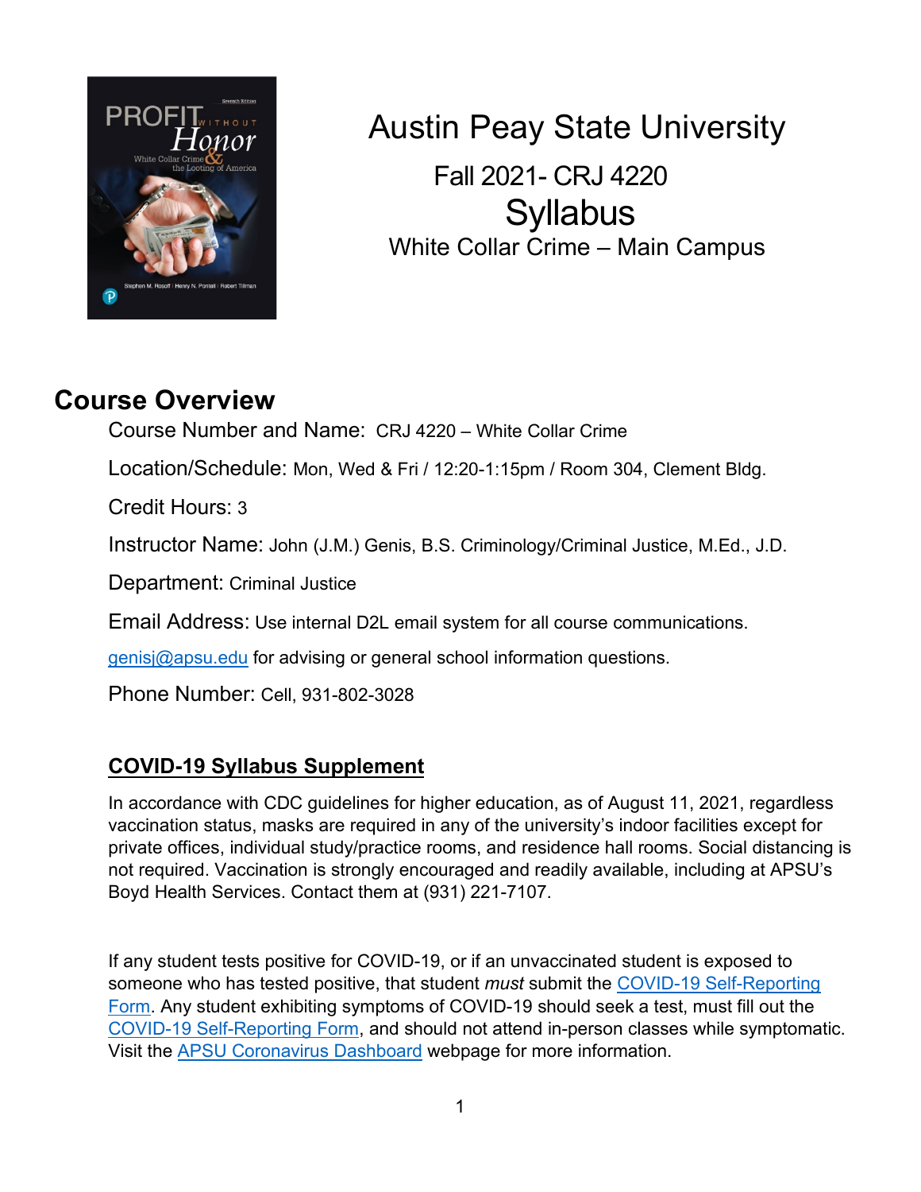# Austin Peay State University

## Fall 2021- CRJ 4220

# Syllabus

## White Collar Crime – Main Campus

# Course Overview

Course Number and Name: CRJ 4220 – White Collar Crime

Location/Schedule: Mon, Wed & Fri / 12:20-1:15pm / Room 304, Clement Bldg.

Credit Hours: 3

Instructor Name: John (J.M.) Genis, B.S. Criminology/Criminal Justice, M.Ed., J.D.

Department: Criminal Justice

Email Address: Use internal D2L email system for all course communications.

genisj@apsu.edu for advising or general school information questions.

Phone Number: Cell, 931-802-3028

### COVID-19 Syllabus Supplement

In accordance with CDC guidelines for higher education, as of August 11, 2021, regardless vaccination status, masks are required in any of the university's indoor facilities except for private offices, individual study/practice rooms, and residence hall rooms. Social distancing is not required. Vaccination is strongly encouraged and readily available, including at APSU's Boyd Health Services. Contact them at (931) 221-7107.

If any student tests positive for COVID-19, or if an unvaccinated student is exposed to someone who has tested positive, that student *must* submit the COVID-19 Self-Reporting Form. Any student exhibiting symptoms of COVID-19 should seek a test, must fill out the COVID-19 Self-Reporting Form, and should not attend in-person classes while symptomatic. Visit the APSU Coronavirus Dashboard webpage for more information.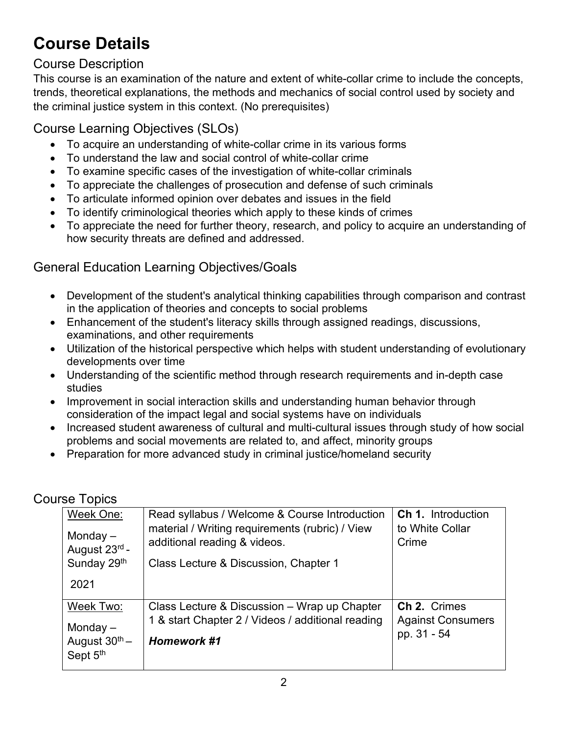# Course Details

## Course Description

This course is an examination of the nature and extent of white-collar crime to include the concepts, trends, theoretical explanations, the methods and mechanics of social control used by society and the criminal justice system in this context. (No prerequisites)

## Course Learning Objectives (SLOs)

- To acquire an understanding of white-collar crime in its various forms
- To understand the law and social control of white-collar crime
- To examine specific cases of the investigation of white-collar criminals
- To appreciate the challenges of prosecution and defense of such criminals
- To articulate informed opinion over debates and issues in the field
- To identify criminological theories which apply to these kinds of crimes
- To appreciate the need for further theory, research, and policy to acquire an understanding of how security threats are defined and addressed.

## General Education Learning Objectives/Goals

- Development of the student's analytical thinking capabilities through comparison and contrast in the application of theories and concepts to social problems
- Enhancement of the student's literacy skills through assigned readings, discussions, examinations, and other requirements
- Utilization of the historical perspective which helps with student understanding of evolutionary developments over time
- Understanding of the scientific method through research requirements and in-depth case studies
- Improvement in social interaction skills and understanding human behavior through consideration of the impact legal and social systems have on individuals
- Increased student awareness of cultural and multi-cultural issues through study of how social problems and social movements are related to, and affect, minority groups
- Preparation for more advanced study in criminal justice/homeland security

## Course Topics

| Week | Activities | Chapter |
|---|---|---|
| Week One: Monday – August 23rd - Sunday 29th 2021 | Read syllabus / Welcome & Course Introduction material / Writing requirements (rubric) / View additional reading & videos. Class Lecture & Discussion, Chapter 1 | **Ch 1.** Introduction to White Collar Crime |
| Week Two: Monday – August 30th – Sept 5th | Class Lecture & Discussion – Wrap up Chapter 1 & start Chapter 2 / Videos / additional reading ***Homework #1*** | **Ch 2.** Crimes Against Consumers pp. 31 - 54 |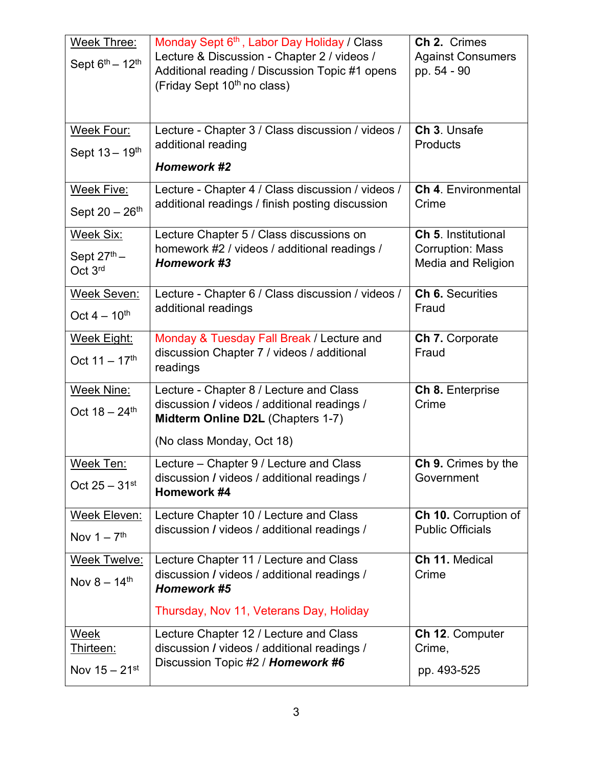| | | |
|---|---|---|
| Week Three:<br><br>Sept 6th – 12th | Monday Sept 6th, Labor Day Holiday / Class Lecture & Discussion - Chapter 2 / videos / Additional reading / Discussion Topic #1 opens (Friday Sept 10th no class) | **Ch 2.** Crimes Against Consumers pp. 54 - 90 |
| Week Four:<br><br>Sept 13 – 19th | Lecture - Chapter 3 / Class discussion / videos / additional reading<br><br>***Homework #2*** | **Ch 3**. Unsafe Products |
| Week Five:<br><br>Sept 20 – 26th | Lecture - Chapter 4 / Class discussion / videos / additional readings / finish posting discussion | **Ch 4**. Environmental Crime |
| Week Six:<br><br>Sept 27th – Oct 3rd | Lecture Chapter 5 / Class discussions on homework #2 / videos / additional readings / ***Homework #3*** | **Ch 5**. Institutional Corruption: Mass Media and Religion |
| Week Seven:<br><br>Oct 4 – 10th | Lecture - Chapter 6 / Class discussion / videos / additional readings | **Ch 6.** Securities Fraud |
| Week Eight:<br><br>Oct 11 – 17th | Monday & Tuesday Fall Break / Lecture and discussion Chapter 7 / videos / additional readings | **Ch 7.** Corporate Fraud |
| Week Nine:<br><br>Oct 18 – 24th | Lecture - Chapter 8 / Lecture and Class discussion **/** videos / additional readings / **Midterm Online D2L** (Chapters 1-7)<br><br>(No class Monday, Oct 18) | **Ch 8.** Enterprise Crime |
| Week Ten:<br><br>Oct 25 – 31st | Lecture – Chapter 9 / Lecture and Class discussion **/** videos / additional readings / **Homework #4** | **Ch 9.** Crimes by the Government |
| Week Eleven:<br><br>Nov 1 – 7th | Lecture Chapter 10 / Lecture and Class discussion **/** videos / additional readings / | **Ch 10.** Corruption of Public Officials |
| Week Twelve:<br><br>Nov 8 – 14th | Lecture Chapter 11 / Lecture and Class discussion **/** videos / additional readings / ***Homework #5***<br><br>Thursday, Nov 11, Veterans Day, Holiday | **Ch 11.** Medical Crime |
| Week Thirteen:<br><br>Nov 15 – 21st | Lecture Chapter 12 / Lecture and Class discussion **/** videos / additional readings / Discussion Topic #2 / ***Homework #6*** | **Ch 12**. Computer Crime,<br><br>pp. 493-525 |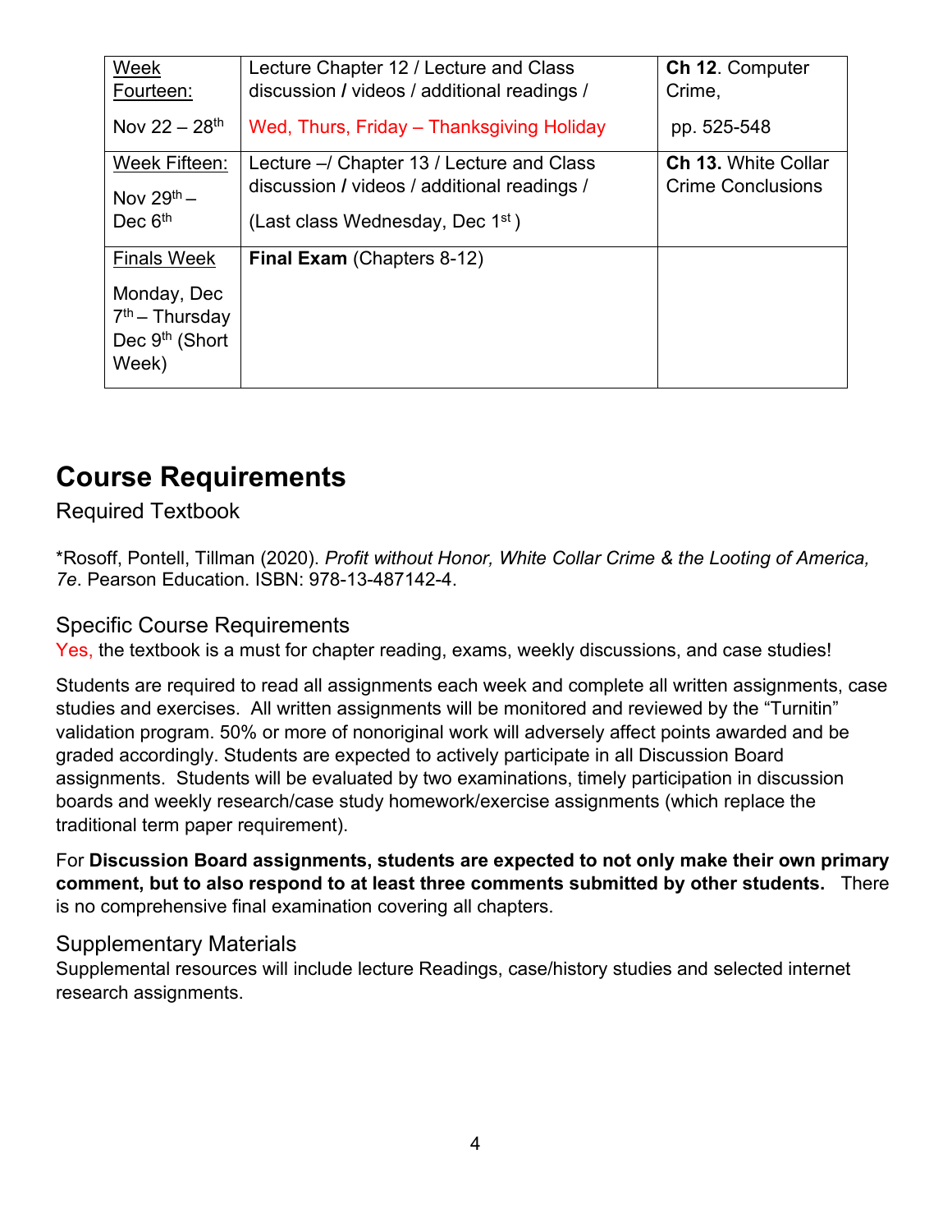| | | |
|---|---|---|
| Week Fourteen:<br><br>Nov 22 – 28th | Lecture Chapter 12 / Lecture and Class discussion / videos / additional readings /<br><br>Wed, Thurs, Friday – Thanksgiving Holiday | **Ch 12**. Computer Crime,<br><br>pp. 525-548 |
| Week Fifteen:<br><br>Nov 29th – Dec 6th | Lecture –/ Chapter 13 / Lecture and Class discussion / videos / additional readings /<br><br>(Last class Wednesday, Dec 1st ) | **Ch 13.** White Collar Crime Conclusions |
| Finals Week<br><br>Monday, Dec 7th – Thursday Dec 9th (Short Week) | **Final Exam** (Chapters 8-12) | |

# Course Requirements

## Required Textbook

*Rosoff, Pontell, Tillman (2020). *Profit without Honor, White Collar Crime & the Looting of America, 7e*. Pearson Education. ISBN: 978-13-487142-4.

## Specific Course Requirements

Yes, the textbook is a must for chapter reading, exams, weekly discussions, and case studies!

Students are required to read all assignments each week and complete all written assignments, case studies and exercises. All written assignments will be monitored and reviewed by the "Turnitin" validation program. 50% or more of nonoriginal work will adversely affect points awarded and be graded accordingly. Students are expected to actively participate in all Discussion Board assignments. Students will be evaluated by two examinations, timely participation in discussion boards and weekly research/case study homework/exercise assignments (which replace the traditional term paper requirement).

For **Discussion Board assignments, students are expected to not only make their own primary comment, but to also respond to at least three comments submitted by other students.** There is no comprehensive final examination covering all chapters.

## Supplementary Materials

Supplemental resources will include lecture Readings, case/history studies and selected internet research assignments.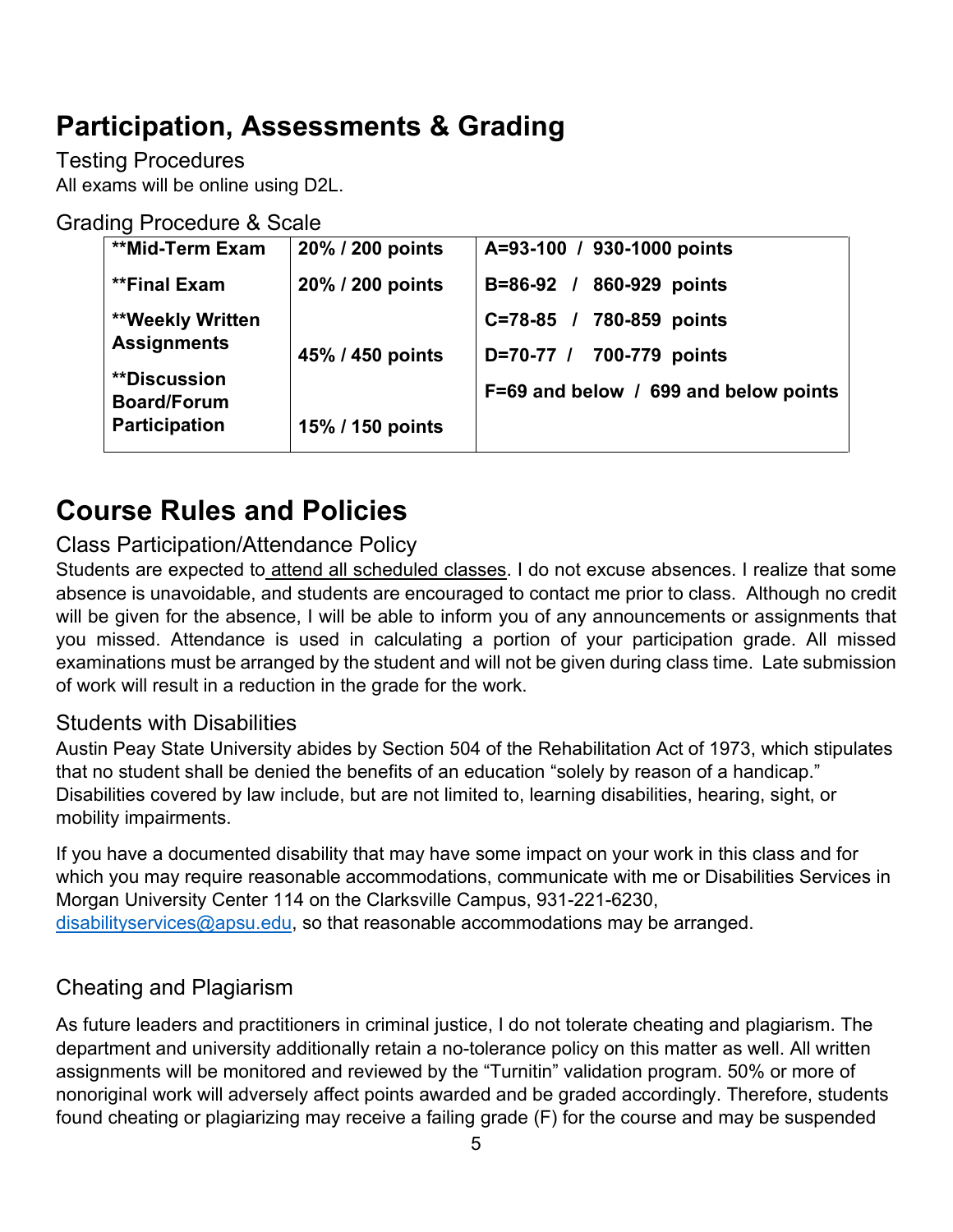# Participation, Assessments & Grading

## Testing Procedures

All exams will be online using D2L.

## Grading Procedure & Scale

| | | |
|---|---|---|
| **\*\*Mid-Term Exam** | **20% / 200 points** | **A=93-100 / 930-1000 points** |
| **\*\*Final Exam** | **20% / 200 points** | **B=86-92 / 860-929 points** |
| **\*\*Weekly Written Assignments** | **45% / 450 points** | **C=78-85 / 780-859 points** |
| | | **D=70-77 / 700-779 points** |
| **\*\*Discussion Board/Forum Participation** | **15% / 150 points** | **F=69 and below / 699 and below points** |

# Course Rules and Policies

## Class Participation/Attendance Policy

Students are expected to attend all scheduled classes. I do not excuse absences. I realize that some absence is unavoidable, and students are encouraged to contact me prior to class. Although no credit will be given for the absence, I will be able to inform you of any announcements or assignments that you missed. Attendance is used in calculating a portion of your participation grade. All missed examinations must be arranged by the student and will not be given during class time. Late submission of work will result in a reduction in the grade for the work.

## Students with Disabilities

Austin Peay State University abides by Section 504 of the Rehabilitation Act of 1973, which stipulates that no student shall be denied the benefits of an education "solely by reason of a handicap." Disabilities covered by law include, but are not limited to, learning disabilities, hearing, sight, or mobility impairments.

If you have a documented disability that may have some impact on your work in this class and for which you may require reasonable accommodations, communicate with me or Disabilities Services in Morgan University Center 114 on the Clarksville Campus, 931-221-6230, disabilityservices@apsu.edu, so that reasonable accommodations may be arranged.

## Cheating and Plagiarism

As future leaders and practitioners in criminal justice, I do not tolerate cheating and plagiarism. The department and university additionally retain a no-tolerance policy on this matter as well. All written assignments will be monitored and reviewed by the "Turnitin" validation program. 50% or more of nonoriginal work will adversely affect points awarded and be graded accordingly. Therefore, students found cheating or plagiarizing may receive a failing grade (F) for the course and may be suspended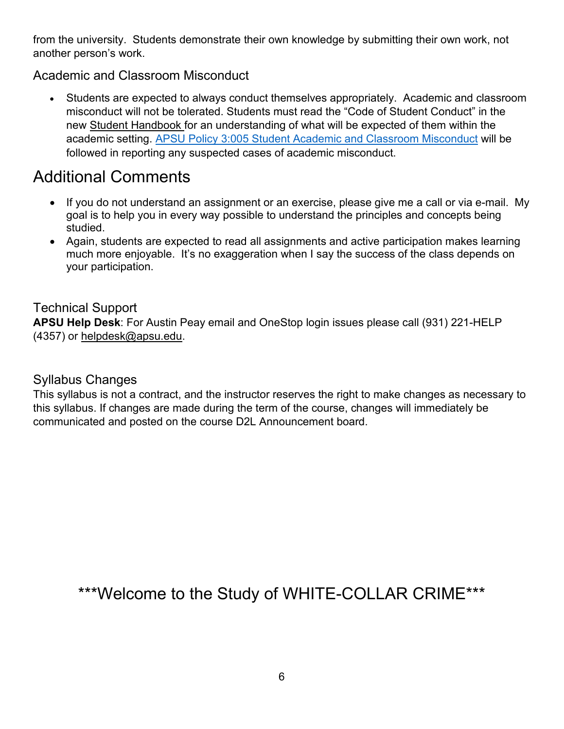from the university. Students demonstrate their own knowledge by submitting their own work, not another person's work.

### Academic and Classroom Misconduct

- Students are expected to always conduct themselves appropriately. Academic and classroom misconduct will not be tolerated. Students must read the "Code of Student Conduct" in the new Student Handbook for an understanding of what will be expected of them within the academic setting. APSU Policy 3:005 Student Academic and Classroom Misconduct will be followed in reporting any suspected cases of academic misconduct.

# Additional Comments

- If you do not understand an assignment or an exercise, please give me a call or via e-mail. My goal is to help you in every way possible to understand the principles and concepts being studied.
- Again, students are expected to read all assignments and active participation makes learning much more enjoyable. It's no exaggeration when I say the success of the class depends on your participation.

### Technical Support

**APSU Help Desk**: For Austin Peay email and OneStop login issues please call (931) 221-HELP (4357) or helpdesk@apsu.edu.

### Syllabus Changes

This syllabus is not a contract, and the instructor reserves the right to make changes as necessary to this syllabus. If changes are made during the term of the course, changes will immediately be communicated and posted on the course D2L Announcement board.

***Welcome to the Study of WHITE-COLLAR CRIME***